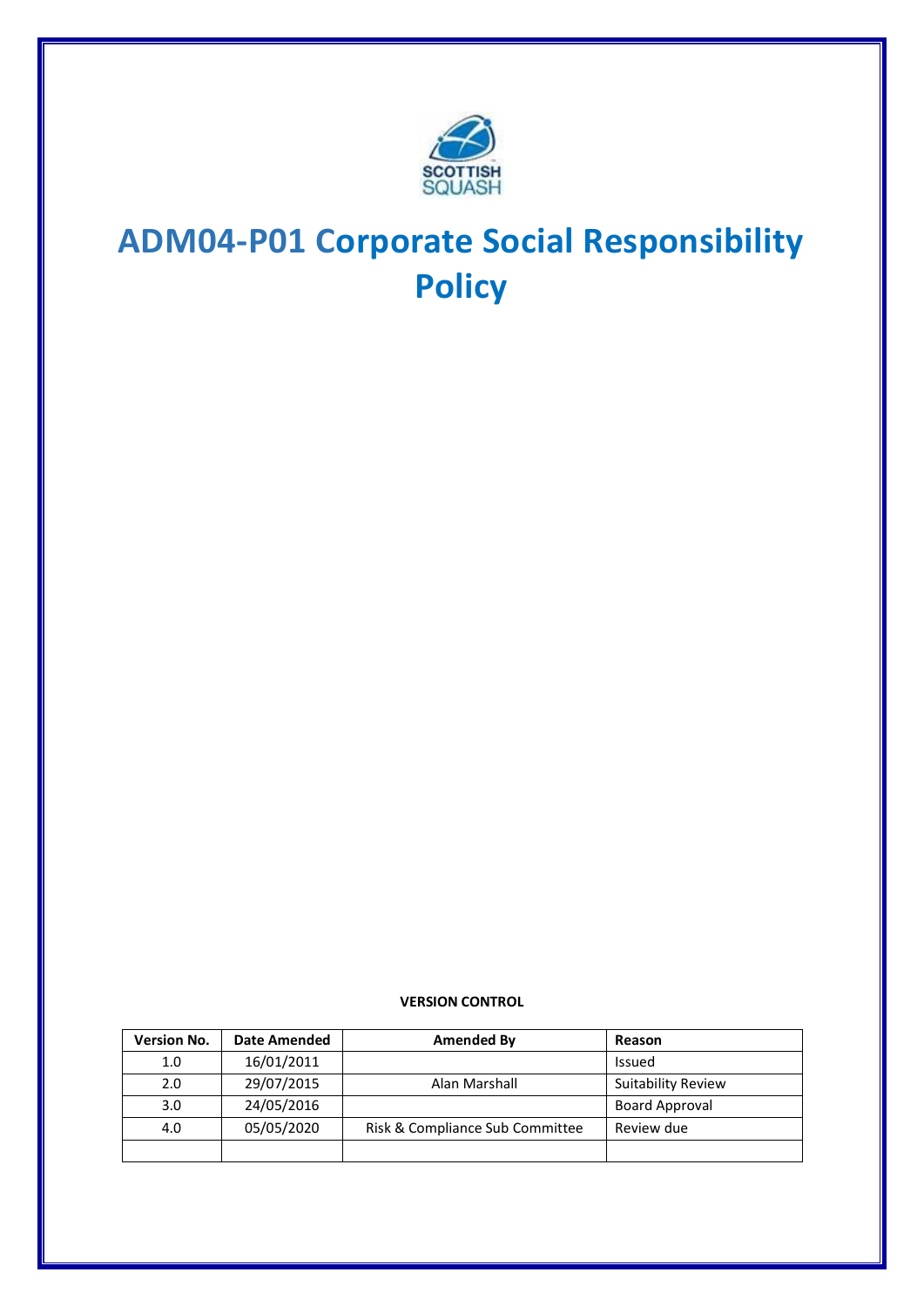# ADM04-P01 Corporate Social Responsibility Policy

**VERSION CONTROL**

| Version No. | Date Amended | Amended By | Reason |
|---|---|---|---|
| 1.0 | 16/01/2011 | | Issued |
| 2.0 | 29/07/2015 | Alan Marshall | Suitability Review |
| 3.0 | 24/05/2016 | | Board Approval |
| 4.0 | 05/05/2020 | Risk & Compliance Sub Committee | Review due |
| | | | |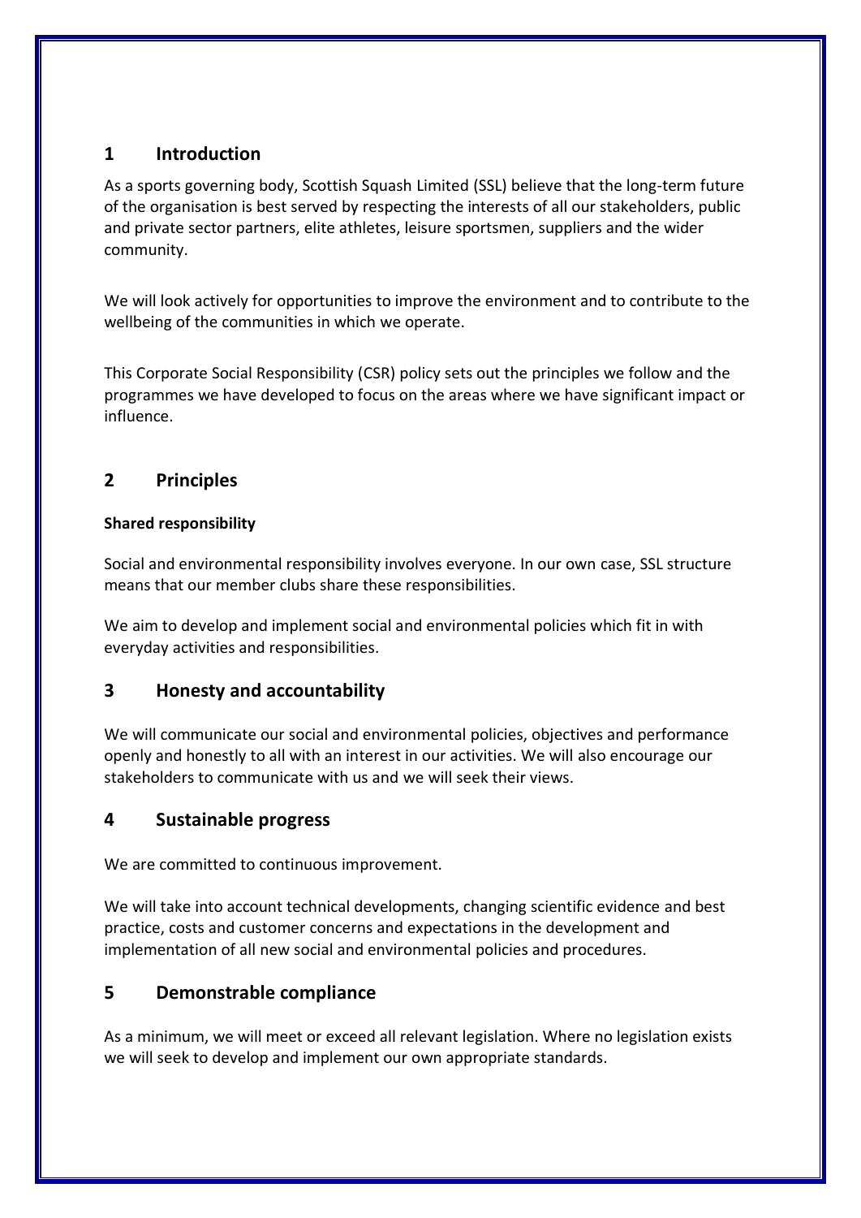## 1 Introduction

As a sports governing body, Scottish Squash Limited (SSL) believe that the long-term future of the organisation is best served by respecting the interests of all our stakeholders, public and private sector partners, elite athletes, leisure sportsmen, suppliers and the wider community.

We will look actively for opportunities to improve the environment and to contribute to the wellbeing of the communities in which we operate.

This Corporate Social Responsibility (CSR) policy sets out the principles we follow and the programmes we have developed to focus on the areas where we have significant impact or influence.

## 2 Principles

**Shared responsibility**

Social and environmental responsibility involves everyone. In our own case, SSL structure means that our member clubs share these responsibilities.

We aim to develop and implement social and environmental policies which fit in with everyday activities and responsibilities.

## 3 Honesty and accountability

We will communicate our social and environmental policies, objectives and performance openly and honestly to all with an interest in our activities. We will also encourage our stakeholders to communicate with us and we will seek their views.

## 4 Sustainable progress

We are committed to continuous improvement.

We will take into account technical developments, changing scientific evidence and best practice, costs and customer concerns and expectations in the development and implementation of all new social and environmental policies and procedures.

## 5 Demonstrable compliance

As a minimum, we will meet or exceed all relevant legislation. Where no legislation exists we will seek to develop and implement our own appropriate standards.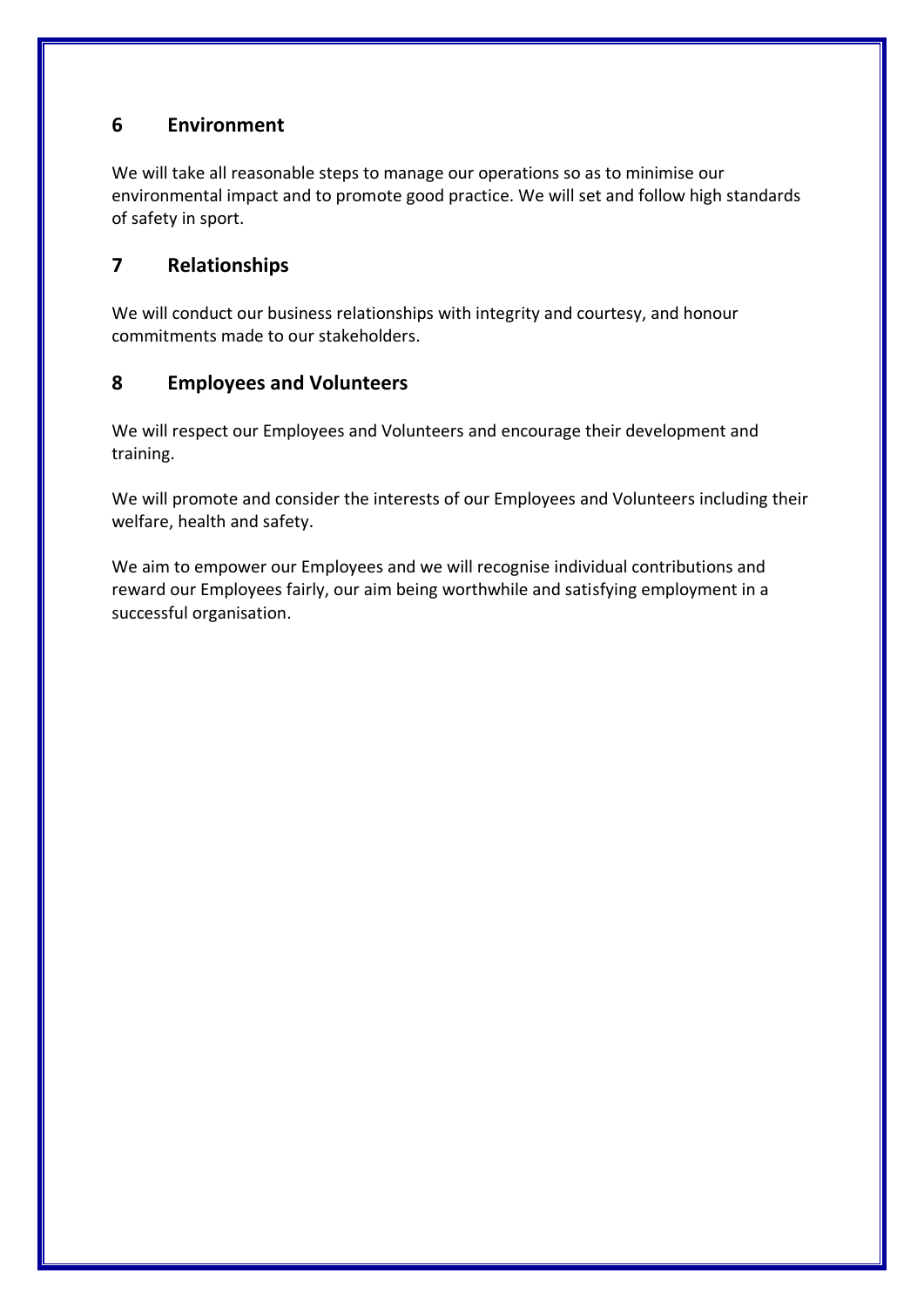## 6 Environment

We will take all reasonable steps to manage our operations so as to minimise our environmental impact and to promote good practice. We will set and follow high standards of safety in sport.

## 7 Relationships

We will conduct our business relationships with integrity and courtesy, and honour commitments made to our stakeholders.

## 8 Employees and Volunteers

We will respect our Employees and Volunteers and encourage their development and training.

We will promote and consider the interests of our Employees and Volunteers including their welfare, health and safety.

We aim to empower our Employees and we will recognise individual contributions and reward our Employees fairly, our aim being worthwhile and satisfying employment in a successful organisation.